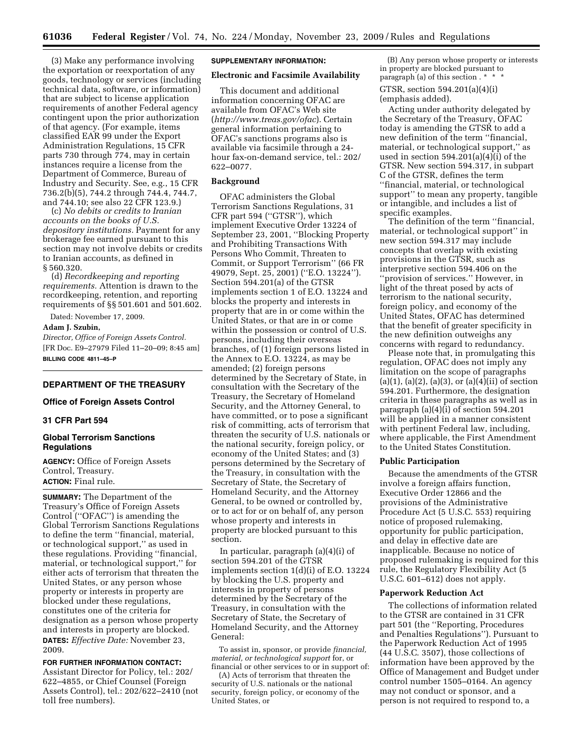(3) Make any performance involving the exportation or reexportation of any goods, technology or services (including technical data, software, or information) that are subject to license application requirements of another Federal agency contingent upon the prior authorization of that agency. (For example, items classified EAR 99 under the Export Administration Regulations, 15 CFR parts 730 through 774, may in certain instances require a license from the Department of Commerce, Bureau of Industry and Security. See, e.g., 15 CFR 736.2(b)(5), 744.2 through 744.4, 744.7, and 744.10; see also 22 CFR 123.9.)

(c) *No debits or credits to Iranian accounts on the books of U.S. depository institutions.* Payment for any brokerage fee earned pursuant to this section may not involve debits or credits to Iranian accounts, as defined in § 560.320.

(d) *Recordkeeping and reporting requirements.* Attention is drawn to the recordkeeping, retention, and reporting requirements of §§ 501.601 and 501.602.

Dated: November 17, 2009.

**Adam J. Szubin,**

*Director, Office of Foreign Assets Control.*

[FR Doc. E9–27979 Filed 11–20–09; 8:45 am]

**BILLING CODE 4811–45–P**

---

## DEPARTMENT OF THE TREASURY

### Office of Foreign Assets Control

### 31 CFR Part 594

### Global Terrorism Sanctions Regulations

**AGENCY:** Office of Foreign Assets Control, Treasury.

**ACTION:** Final rule.

**SUMMARY:** The Department of the Treasury's Office of Foreign Assets Control (''OFAC'') is amending the Global Terrorism Sanctions Regulations to define the term ''financial, material, or technological support,'' as used in these regulations. Providing ''financial, material, or technological support,'' for either acts of terrorism that threaten the United States, or any person whose property or interests in property are blocked under these regulations, constitutes one of the criteria for designation as a person whose property and interests in property are blocked.

**DATES:** *Effective Date:* November 23, 2009.

**FOR FURTHER INFORMATION CONTACT:** Assistant Director for Policy, tel.: 202/622–4855, or Chief Counsel (Foreign Assets Control), tel.: 202/622–2410 (not toll free numbers).

**SUPPLEMENTARY INFORMATION:**

**Electronic and Facsimile Availability**

This document and additional information concerning OFAC are available from OFAC's Web site (*http://www.treas.gov/ofac*). Certain general information pertaining to OFAC's sanctions programs also is available via facsimile through a 24-hour fax-on-demand service, tel.: 202/622–0077.

**Background**

OFAC administers the Global Terrorism Sanctions Regulations, 31 CFR part 594 (''GTSR''), which implement Executive Order 13224 of September 23, 2001, ''Blocking Property and Prohibiting Transactions With Persons Who Commit, Threaten to Commit, or Support Terrorism'' (66 FR 49079, Sept. 25, 2001) (''E.O. 13224''). Section 594.201(a) of the GTSR implements section 1 of E.O. 13224 and blocks the property and interests in property that are in or come within the United States, or that are in or come within the possession or control of U.S. persons, including their overseas branches, of (1) foreign persons listed in the Annex to E.O. 13224, as may be amended; (2) foreign persons determined by the Secretary of State, in consultation with the Secretary of the Treasury, the Secretary of Homeland Security, and the Attorney General, to have committed, or to pose a significant risk of committing, acts of terrorism that threaten the security of U.S. nationals or the national security, foreign policy, or economy of the United States; and (3) persons determined by the Secretary of the Treasury, in consultation with the Secretary of State, the Secretary of Homeland Security, and the Attorney General, to be owned or controlled by, or to act for or on behalf of, any person whose property and interests in property are blocked pursuant to this section.

In particular, paragraph (a)(4)(i) of section 594.201 of the GTSR implements section 1(d)(i) of E.O. 13224 by blocking the U.S. property and interests in property of persons determined by the Secretary of the Treasury, in consultation with the Secretary of State, the Secretary of Homeland Security, and the Attorney General:

> To assist in, sponsor, or provide *financial, material, or technological support* for, or financial or other services to or in support of:
>
> (A) Acts of terrorism that threaten the security of U.S. nationals or the national security, foreign policy, or economy of the United States, or
>
> (B) Any person whose property or interests in property are blocked pursuant to paragraph (a) of this section . * * *

GTSR, section 594.201(a)(4)(i) (emphasis added).

Acting under authority delegated by the Secretary of the Treasury, OFAC today is amending the GTSR to add a new definition of the term ''financial, material, or technological support,'' as used in section 594.201(a)(4)(i) of the GTSR. New section 594.317, in subpart C of the GTSR, defines the term ''financial, material, or technological support'' to mean any property, tangible or intangible, and includes a list of specific examples.

The definition of the term ''financial, material, or technological support'' in new section 594.317 may include concepts that overlap with existing provisions in the GTSR, such as interpretive section 594.406 on the ''provision of services.'' However, in light of the threat posed by acts of terrorism to the national security, foreign policy, and economy of the United States, OFAC has determined that the benefit of greater specificity in the new definition outweighs any concerns with regard to redundancy.

Please note that, in promulgating this regulation, OFAC does not imply any limitation on the scope of paragraphs (a)(1), (a)(2), (a)(3), or (a)(4)(ii) of section 594.201. Furthermore, the designation criteria in these paragraphs as well as in paragraph (a)(4)(i) of section 594.201 will be applied in a manner consistent with pertinent Federal law, including, where applicable, the First Amendment to the United States Constitution.

**Public Participation**

Because the amendments of the GTSR involve a foreign affairs function, Executive Order 12866 and the provisions of the Administrative Procedure Act (5 U.S.C. 553) requiring notice of proposed rulemaking, opportunity for public participation, and delay in effective date are inapplicable. Because no notice of proposed rulemaking is required for this rule, the Regulatory Flexibility Act (5 U.S.C. 601–612) does not apply.

**Paperwork Reduction Act**

The collections of information related to the GTSR are contained in 31 CFR part 501 (the ''Reporting, Procedures and Penalties Regulations''). Pursuant to the Paperwork Reduction Act of 1995 (44 U.S.C. 3507), those collections of information have been approved by the Office of Management and Budget under control number 1505–0164. An agency may not conduct or sponsor, and a person is not required to respond to, a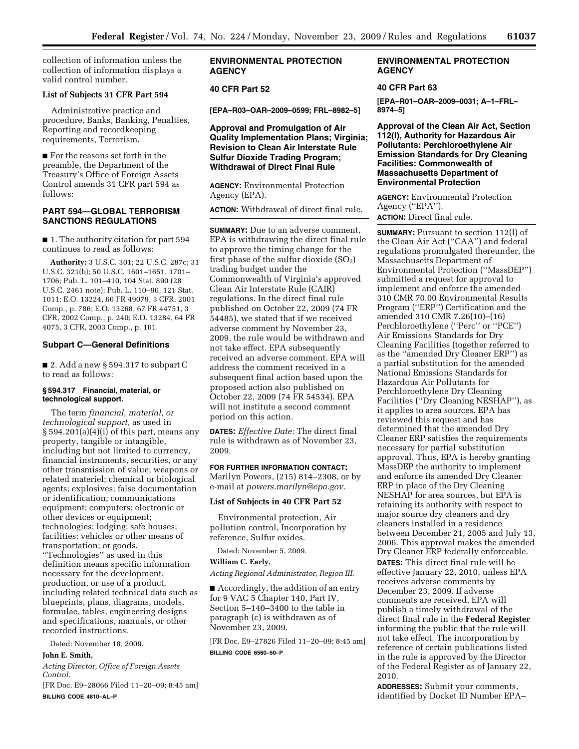collection of information unless the collection of information displays a valid control number.

**List of Subjects 31 CFR Part 594**

Administrative practice and procedure, Banks, Banking, Penalties, Reporting and recordkeeping requirements, Terrorism.

■ For the reasons set forth in the preamble, the Department of the Treasury's Office of Foreign Assets Control amends 31 CFR part 594 as follows:

## PART 594—GLOBAL TERRORISM SANCTIONS REGULATIONS

■ 1. The authority citation for part 594 continues to read as follows:

**Authority:** 3 U.S.C. 301; 22 U.S.C. 287c; 31 U.S.C. 321(b); 50 U.S.C. 1601–1651, 1701–1706; Pub. L. 101–410, 104 Stat. 890 (28 U.S.C. 2461 note); Pub. L. 110–96, 121 Stat. 1011; E.O. 13224, 66 FR 49079, 3 CFR, 2001 Comp., p. 786; E.O. 13268, 67 FR 44751, 3 CFR, 2002 Comp., p. 240; E.O. 13284, 64 FR 4075, 3 CFR, 2003 Comp., p. 161.

### Subpart C—General Definitions

■ 2. Add a new § 594.317 to subpart C to read as follows:

**§ 594.317 Financial, material, or technological support.**

The term *financial, material, or technological support,* as used in § 594.201(a)(4)(i) of this part, means any property, tangible or intangible, including but not limited to currency, financial instruments, securities, or any other transmission of value; weapons or related materiel; chemical or biological agents; explosives; false documentation or identification; communications equipment; computers; electronic or other devices or equipment; technologies; lodging; safe houses; facilities; vehicles or other means of transportation; or goods. "Technologies" as used in this definition means specific information necessary for the development, production, or use of a product, including related technical data such as blueprints, plans, diagrams, models, formulae, tables, engineering designs and specifications, manuals, or other recorded instructions.

Dated: November 18, 2009.

**John E. Smith,**

*Acting Director, Office of Foreign Assets Control.*

[FR Doc. E9–28066 Filed 11–20–09; 8:45 am]

**BILLING CODE 4810–AL–P**

---

## ENVIRONMENTAL PROTECTION AGENCY

### 40 CFR Part 52

**[EPA–R03–OAR–2009–0599; FRL–8982–5]**

### Approval and Promulgation of Air Quality Implementation Plans; Virginia; Revision to Clean Air Interstate Rule Sulfur Dioxide Trading Program; Withdrawal of Direct Final Rule

**AGENCY:** Environmental Protection Agency (EPA).

**ACTION:** Withdrawal of direct final rule.

**SUMMARY:** Due to an adverse comment, EPA is withdrawing the direct final rule to approve the timing change for the first phase of the sulfur dioxide ($SO_2$) trading budget under the Commonwealth of Virginia's approved Clean Air Interstate Rule (CAIR) regulations. In the direct final rule published on October 22, 2009 (74 FR 54485), we stated that if we received adverse comment by November 23, 2009, the rule would be withdrawn and not take effect. EPA subsequently received an adverse comment. EPA will address the comment received in a subsequent final action based upon the proposed action also published on October 22, 2009 (74 FR 54534). EPA will not institute a second comment period on this action.

**DATES:** *Effective Date:* The direct final rule is withdrawn as of November 23, 2009.

**FOR FURTHER INFORMATION CONTACT:** Marilyn Powers, (215) 814–2308, or by e-mail at *powers.marilyn@epa.gov.*

**List of Subjects in 40 CFR Part 52**

Environmental protection, Air pollution control, Incorporation by reference, Sulfur oxides.

Dated: November 5, 2009.

**William C. Early,**

*Acting Regional Administrator, Region III.*

■ Accordingly, the addition of an entry for 9 VAC 5 Chapter 140, Part IV, Section 5–140–3400 to the table in paragraph (c) is withdrawn as of November 23, 2009.

[FR Doc. E9–27826 Filed 11–20–09; 8:45 am]

**BILLING CODE 6560–50–P**

---

## ENVIRONMENTAL PROTECTION AGENCY

### 40 CFR Part 63

**[EPA–R01–OAR–2009–0031; A–1–FRL–8974–5]**

### Approval of the Clean Air Act, Section 112(l), Authority for Hazardous Air Pollutants: Perchloroethylene Air Emission Standards for Dry Cleaning Facilities: Commonwealth of Massachusetts Department of Environmental Protection

**AGENCY:** Environmental Protection Agency ("EPA").

**ACTION:** Direct final rule.

**SUMMARY:** Pursuant to section 112(l) of the Clean Air Act ("CAA") and federal regulations promulgated thereunder, the Massachusetts Department of Environmental Protection ("MassDEP") submitted a request for approval to implement and enforce the amended 310 CMR 70.00 Environmental Results Program ("ERP") Certification and the amended 310 CMR 7.26(10)–(16) Perchloroethylene ("Perc" or "PCE") Air Emissions Standards for Dry Cleaning Facilities (together referred to as the "amended Dry Cleaner ERP") as a partial substitution for the amended National Emissions Standards for Hazardous Air Pollutants for Perchloroethylene Dry Cleaning Facilities ("Dry Cleaning NESHAP"), as it applies to area sources. EPA has reviewed this request and has determined that the amended Dry Cleaner ERP satisfies the requirements necessary for partial substitution approval. Thus, EPA is hereby granting MassDEP the authority to implement and enforce its amended Dry Cleaner ERP in place of the Dry Cleaning NESHAP for area sources, but EPA is retaining its authority with respect to major source dry cleaners and dry cleaners installed in a residence between December 21, 2005 and July 13, 2006. This approval makes the amended Dry Cleaner ERP federally enforceable.

**DATES:** This direct final rule will be effective January 22, 2010, unless EPA receives adverse comments by December 23, 2009. If adverse comments are received, EPA will publish a timely withdrawal of the direct final rule in the **Federal Register** informing the public that the rule will not take effect. The incorporation by reference of certain publications listed in the rule is approved by the Director of the Federal Register as of January 22, 2010.

**ADDRESSES:** Submit your comments, identified by Docket ID Number EPA–